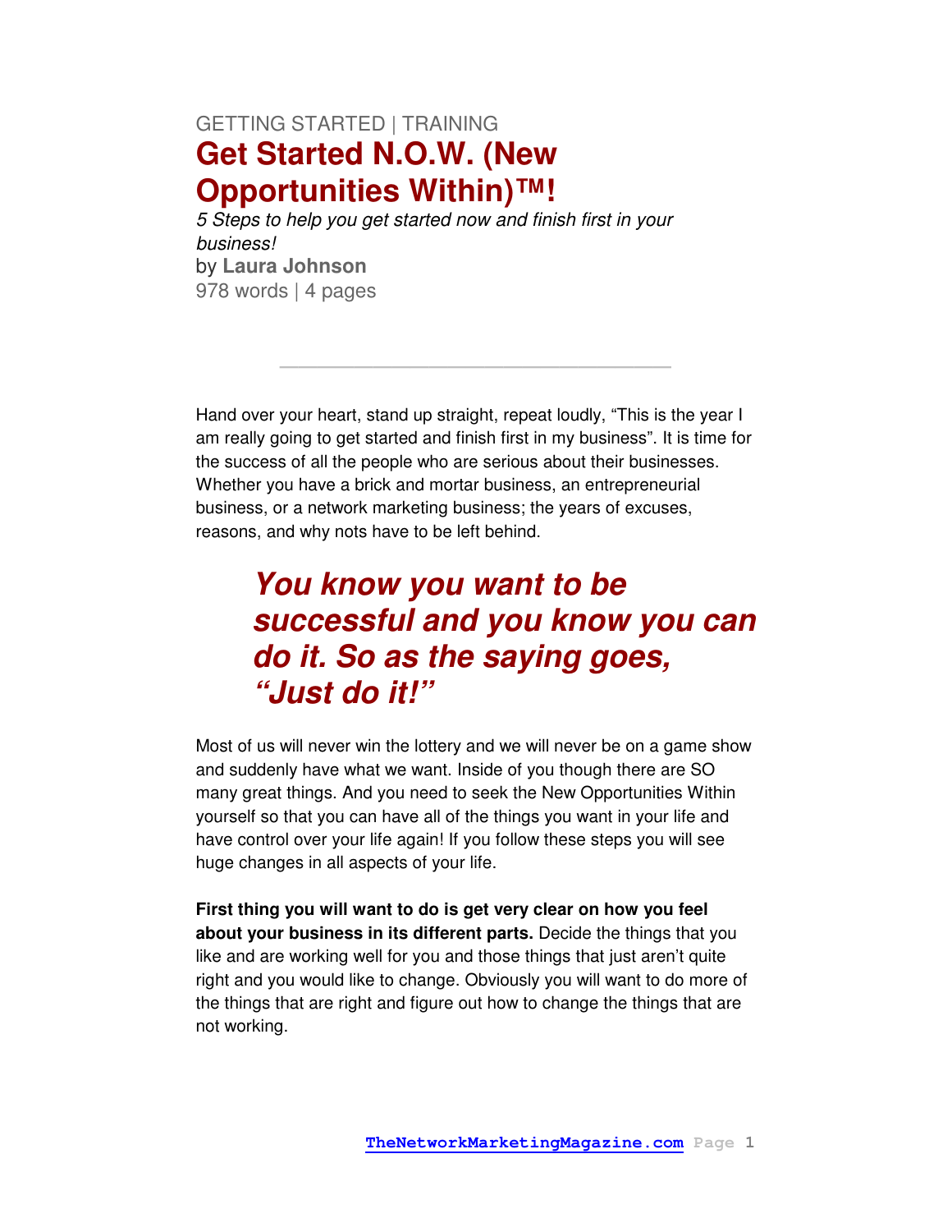GETTING STARTED | TRAINING

# Get Started N.O.W. (New Opportunities Within)™!

*5 Steps to help you get started now and finish first in your business!*

by **Laura Johnson**

978 words | 4 pages

---

Hand over your heart, stand up straight, repeat loudly, “This is the year I am really going to get started and finish first in my business”. It is time for the success of all the people who are serious about their businesses. Whether you have a brick and mortar business, an entrepreneurial business, or a network marketing business; the years of excuses, reasons, and why nots have to be left behind.

> ***You know you want to be successful and you know you can do it. So as the saying goes, “Just do it!”***

Most of us will never win the lottery and we will never be on a game show and suddenly have what we want. Inside of you though there are SO many great things. And you need to seek the New Opportunities Within yourself so that you can have all of the things you want in your life and have control over your life again! If you follow these steps you will see huge changes in all aspects of your life.

**First thing you will want to do is get very clear on how you feel about your business in its different parts.** Decide the things that you like and are working well for you and those things that just aren’t quite right and you would like to change. Obviously you will want to do more of the things that are right and figure out how to change the things that are not working.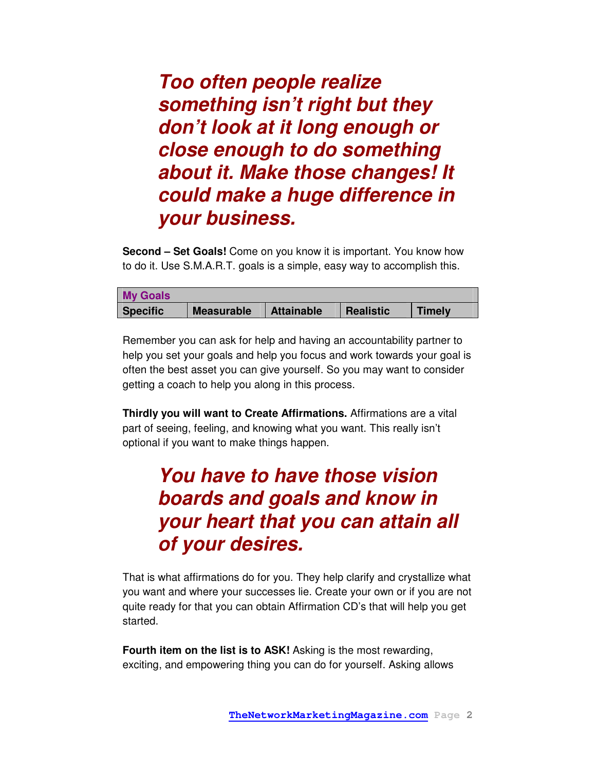***Too often people realize something isn't right but they don't look at it long enough or close enough to do something about it. Make those changes! It could make a huge difference in your business.***

**Second – Set Goals!** Come on you know it is important. You know how to do it. Use S.M.A.R.T. goals is a simple, easy way to accomplish this.

| My Goals | | | | |
|---|---|---|---|---|
| **Specific** | **Measurable** | **Attainable** | **Realistic** | **Timely** |

Remember you can ask for help and having an accountability partner to help you set your goals and help you focus and work towards your goal is often the best asset you can give yourself. So you may want to consider getting a coach to help you along in this process.

**Thirdly you will want to Create Affirmations.** Affirmations are a vital part of seeing, feeling, and knowing what you want. This really isn't optional if you want to make things happen.

***You have to have those vision boards and goals and know in your heart that you can attain all of your desires.***

That is what affirmations do for you. They help clarify and crystallize what you want and where your successes lie. Create your own or if you are not quite ready for that you can obtain Affirmation CD's that will help you get started.

**Fourth item on the list is to ASK!** Asking is the most rewarding, exciting, and empowering thing you can do for yourself. Asking allows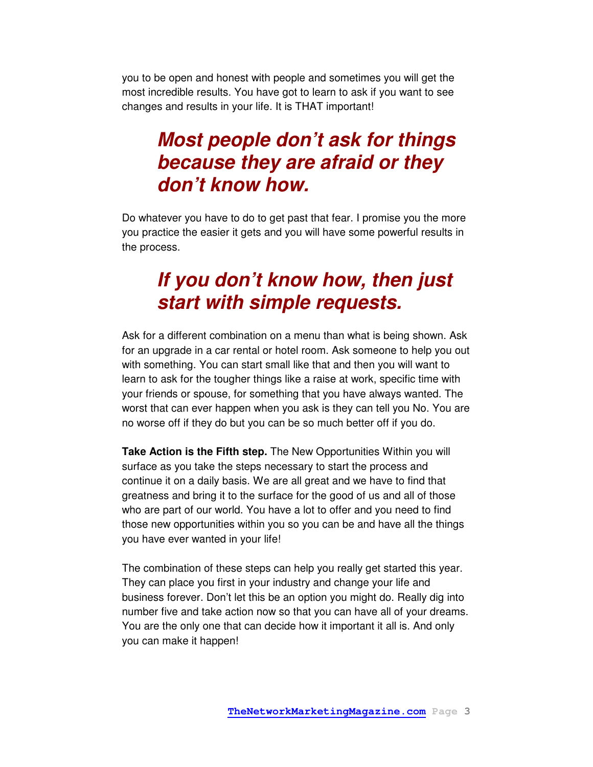you to be open and honest with people and sometimes you will get the most incredible results. You have got to learn to ask if you want to see changes and results in your life. It is THAT important!

> ***Most people don't ask for things because they are afraid or they don't know how.***

Do whatever you have to do to get past that fear. I promise you the more you practice the easier it gets and you will have some powerful results in the process.

> ***If you don't know how, then just start with simple requests.***

Ask for a different combination on a menu than what is being shown. Ask for an upgrade in a car rental or hotel room. Ask someone to help you out with something. You can start small like that and then you will want to learn to ask for the tougher things like a raise at work, specific time with your friends or spouse, for something that you have always wanted. The worst that can ever happen when you ask is they can tell you No. You are no worse off if they do but you can be so much better off if you do.

**Take Action is the Fifth step.** The New Opportunities Within you will surface as you take the steps necessary to start the process and continue it on a daily basis. We are all great and we have to find that greatness and bring it to the surface for the good of us and all of those who are part of our world. You have a lot to offer and you need to find those new opportunities within you so you can be and have all the things you have ever wanted in your life!

The combination of these steps can help you really get started this year. They can place you first in your industry and change your life and business forever. Don't let this be an option you might do. Really dig into number five and take action now so that you can have all of your dreams. You are the only one that can decide how it important it all is. And only you can make it happen!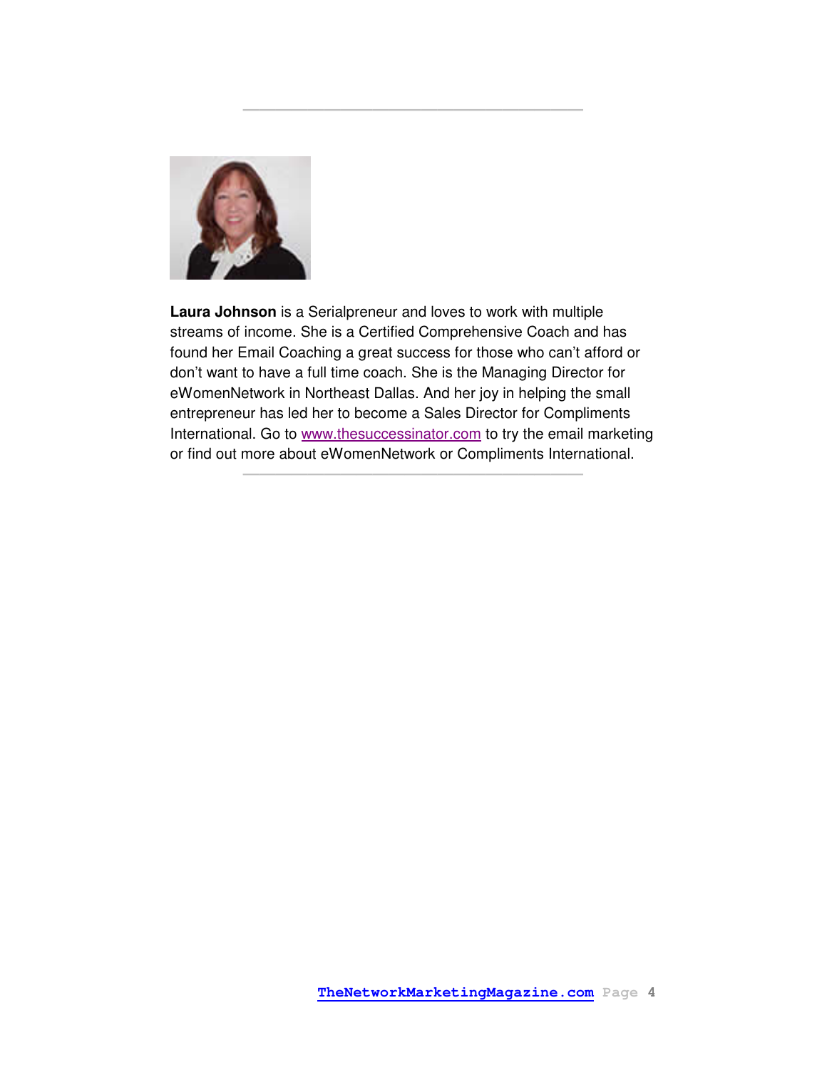---

**Laura Johnson** is a Serialpreneur and loves to work with multiple streams of income. She is a Certified Comprehensive Coach and has found her Email Coaching a great success for those who can't afford or don't want to have a full time coach. She is the Managing Director for eWomenNetwork in Northeast Dallas. And her joy in helping the small entrepreneur has led her to become a Sales Director for Compliments International. Go to [www.thesuccessinator.com](http://www.thesuccessinator.com) to try the email marketing or find out more about eWomenNetwork or Compliments International.

---